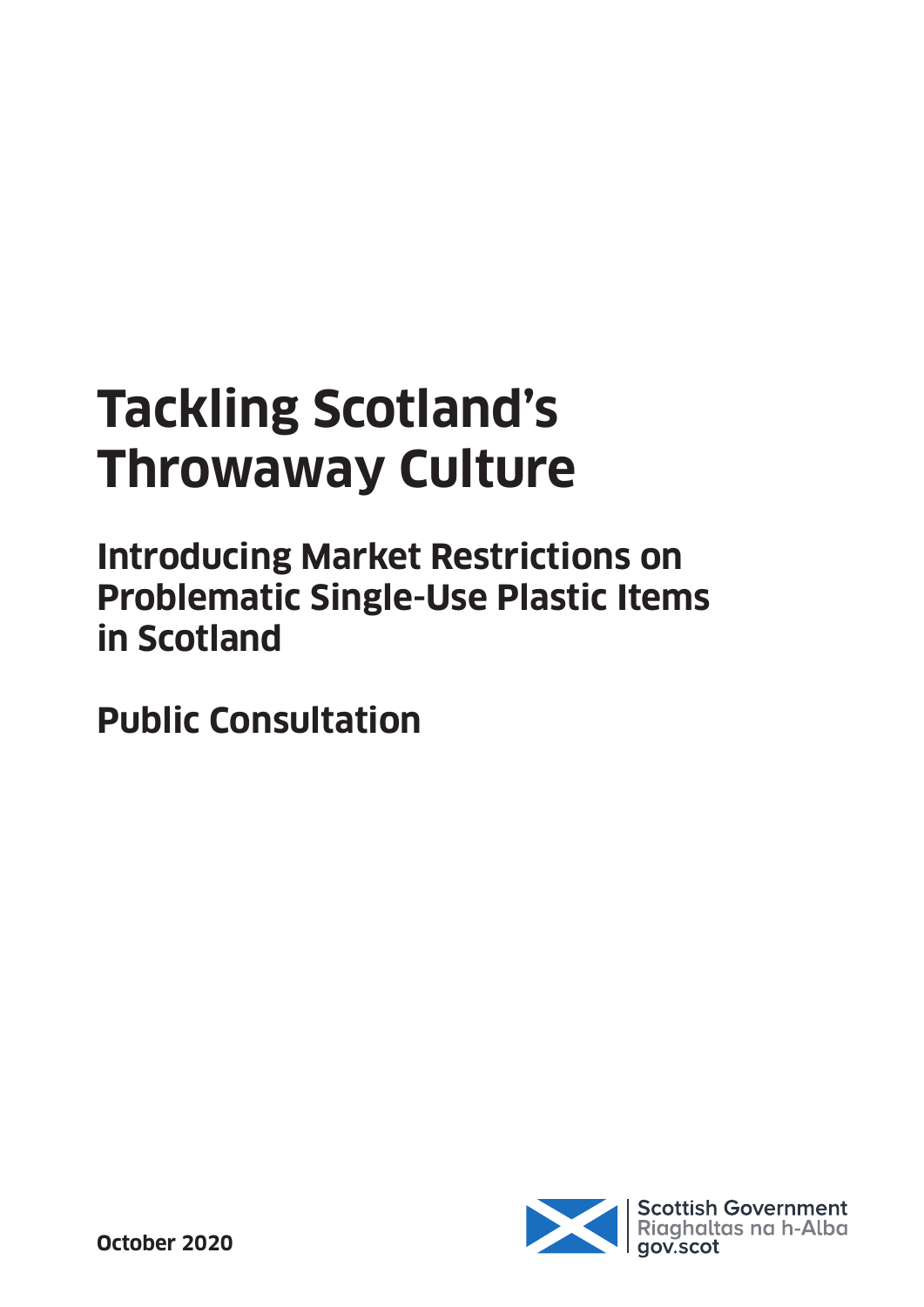# Tackling Scotland's Throwaway Culture

## Introducing Market Restrictions on Problematic Single-Use Plastic Items in Scotland

## Public Consultation

**October 2020**

Scottish Government
Riaghaltas na h-Alba
gov.scot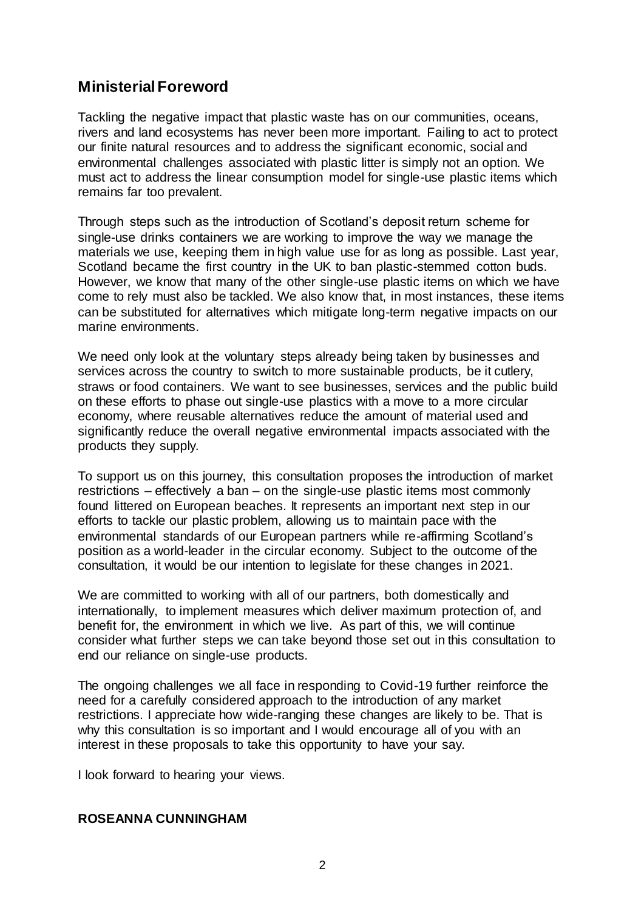## Ministerial Foreword

Tackling the negative impact that plastic waste has on our communities, oceans, rivers and land ecosystems has never been more important. Failing to act to protect our finite natural resources and to address the significant economic, social and environmental challenges associated with plastic litter is simply not an option. We must act to address the linear consumption model for single-use plastic items which remains far too prevalent.

Through steps such as the introduction of Scotland's deposit return scheme for single-use drinks containers we are working to improve the way we manage the materials we use, keeping them in high value use for as long as possible. Last year, Scotland became the first country in the UK to ban plastic-stemmed cotton buds. However, we know that many of the other single-use plastic items on which we have come to rely must also be tackled. We also know that, in most instances, these items can be substituted for alternatives which mitigate long-term negative impacts on our marine environments.

We need only look at the voluntary steps already being taken by businesses and services across the country to switch to more sustainable products, be it cutlery, straws or food containers. We want to see businesses, services and the public build on these efforts to phase out single-use plastics with a move to a more circular economy, where reusable alternatives reduce the amount of material used and significantly reduce the overall negative environmental impacts associated with the products they supply.

To support us on this journey, this consultation proposes the introduction of market restrictions – effectively a ban – on the single-use plastic items most commonly found littered on European beaches. It represents an important next step in our efforts to tackle our plastic problem, allowing us to maintain pace with the environmental standards of our European partners while re-affirming Scotland's position as a world-leader in the circular economy. Subject to the outcome of the consultation, it would be our intention to legislate for these changes in 2021.

We are committed to working with all of our partners, both domestically and internationally, to implement measures which deliver maximum protection of, and benefit for, the environment in which we live. As part of this, we will continue consider what further steps we can take beyond those set out in this consultation to end our reliance on single-use products.

The ongoing challenges we all face in responding to Covid-19 further reinforce the need for a carefully considered approach to the introduction of any market restrictions. I appreciate how wide-ranging these changes are likely to be. That is why this consultation is so important and I would encourage all of you with an interest in these proposals to take this opportunity to have your say.

I look forward to hearing your views.

**ROSEANNA CUNNINGHAM**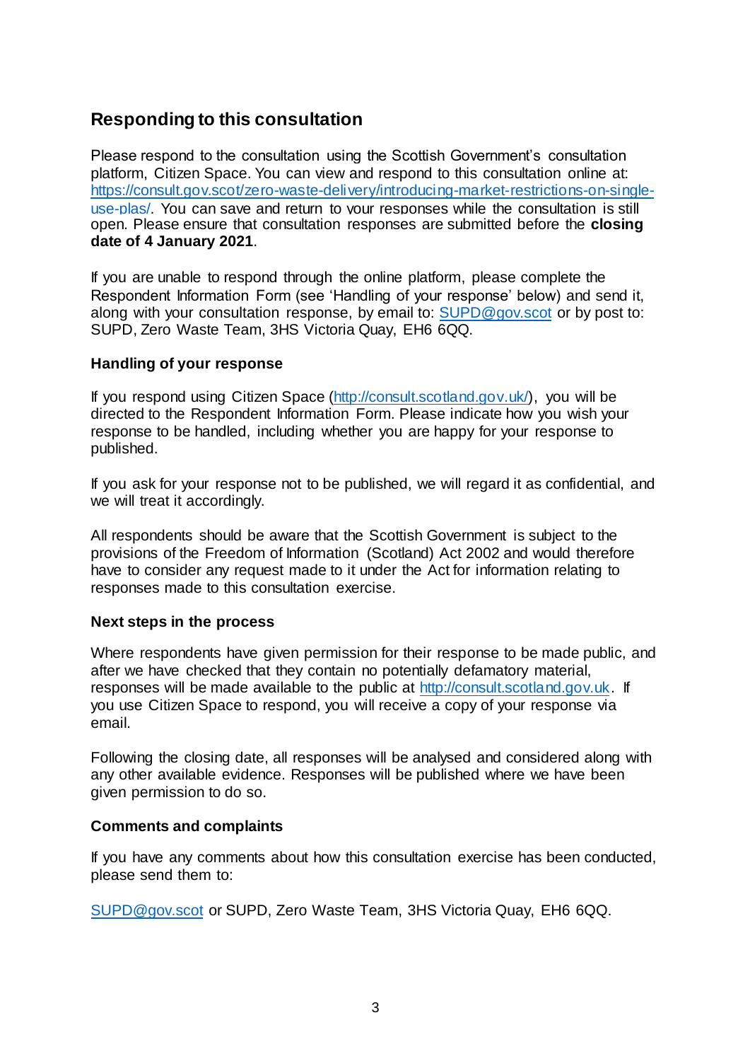## Responding to this consultation

Please respond to the consultation using the Scottish Government's consultation platform, Citizen Space. You can view and respond to this consultation online at: https://consult.gov.scot/zero-waste-delivery/introducing-market-restrictions-on-single-use-plas/. You can save and return to your responses while the consultation is still open. Please ensure that consultation responses are submitted before the **closing date of 4 January 2021**.

If you are unable to respond through the online platform, please complete the Respondent Information Form (see 'Handling of your response' below) and send it, along with your consultation response, by email to: SUPD@gov.scot or by post to: SUPD, Zero Waste Team, 3HS Victoria Quay, EH6 6QQ.

### Handling of your response

If you respond using Citizen Space (http://consult.scotland.gov.uk/), you will be directed to the Respondent Information Form. Please indicate how you wish your response to be handled, including whether you are happy for your response to published.

If you ask for your response not to be published, we will regard it as confidential, and we will treat it accordingly.

All respondents should be aware that the Scottish Government is subject to the provisions of the Freedom of Information (Scotland) Act 2002 and would therefore have to consider any request made to it under the Act for information relating to responses made to this consultation exercise.

### Next steps in the process

Where respondents have given permission for their response to be made public, and after we have checked that they contain no potentially defamatory material, responses will be made available to the public at http://consult.scotland.gov.uk. If you use Citizen Space to respond, you will receive a copy of your response via email.

Following the closing date, all responses will be analysed and considered along with any other available evidence. Responses will be published where we have been given permission to do so.

### Comments and complaints

If you have any comments about how this consultation exercise has been conducted, please send them to:

SUPD@gov.scot or SUPD, Zero Waste Team, 3HS Victoria Quay, EH6 6QQ.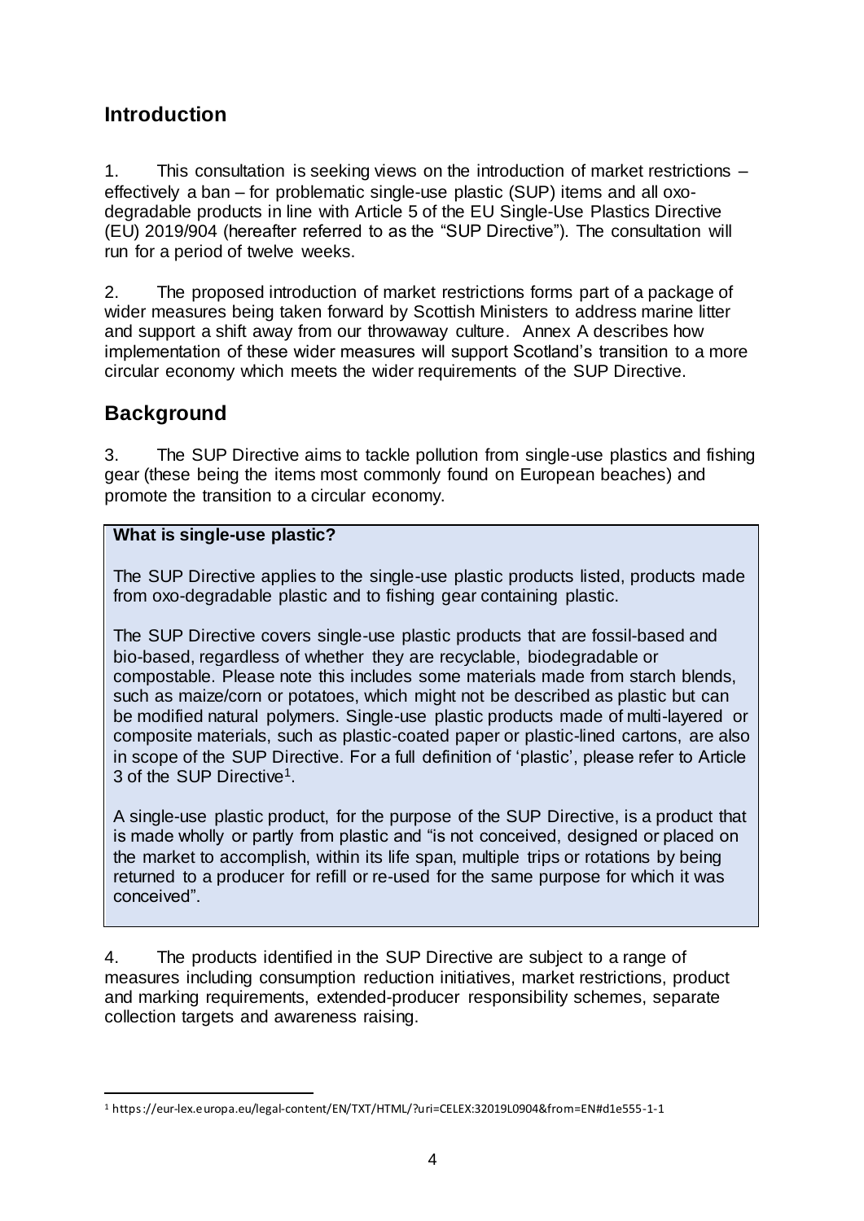## Introduction

1. This consultation is seeking views on the introduction of market restrictions – effectively a ban – for problematic single-use plastic (SUP) items and all oxo-degradable products in line with Article 5 of the EU Single-Use Plastics Directive (EU) 2019/904 (hereafter referred to as the "SUP Directive"). The consultation will run for a period of twelve weeks.

2. The proposed introduction of market restrictions forms part of a package of wider measures being taken forward by Scottish Ministers to address marine litter and support a shift away from our throwaway culture. Annex A describes how implementation of these wider measures will support Scotland's transition to a more circular economy which meets the wider requirements of the SUP Directive.

## Background

3. The SUP Directive aims to tackle pollution from single-use plastics and fishing gear (these being the items most commonly found on European beaches) and promote the transition to a circular economy.

> **What is single-use plastic?**
>
> The SUP Directive applies to the single-use plastic products listed, products made from oxo-degradable plastic and to fishing gear containing plastic.
>
> The SUP Directive covers single-use plastic products that are fossil-based and bio-based, regardless of whether they are recyclable, biodegradable or compostable. Please note this includes some materials made from starch blends, such as maize/corn or potatoes, which might not be described as plastic but can be modified natural polymers. Single-use plastic products made of multi-layered or composite materials, such as plastic-coated paper or plastic-lined cartons, are also in scope of the SUP Directive. For a full definition of 'plastic', please refer to Article 3 of the SUP Directive[1].
>
> A single-use plastic product, for the purpose of the SUP Directive, is a product that is made wholly or partly from plastic and "is not conceived, designed or placed on the market to accomplish, within its life span, multiple trips or rotations by being returned to a producer for refill or re-used for the same purpose for which it was conceived".

4. The products identified in the SUP Directive are subject to a range of measures including consumption reduction initiatives, market restrictions, product and marking requirements, extended-producer responsibility schemes, separate collection targets and awareness raising.

[1] https://eur-lex.europa.eu/legal-content/EN/TXT/HTML/?uri=CELEX:32019L0904&from=EN#d1e555-1-1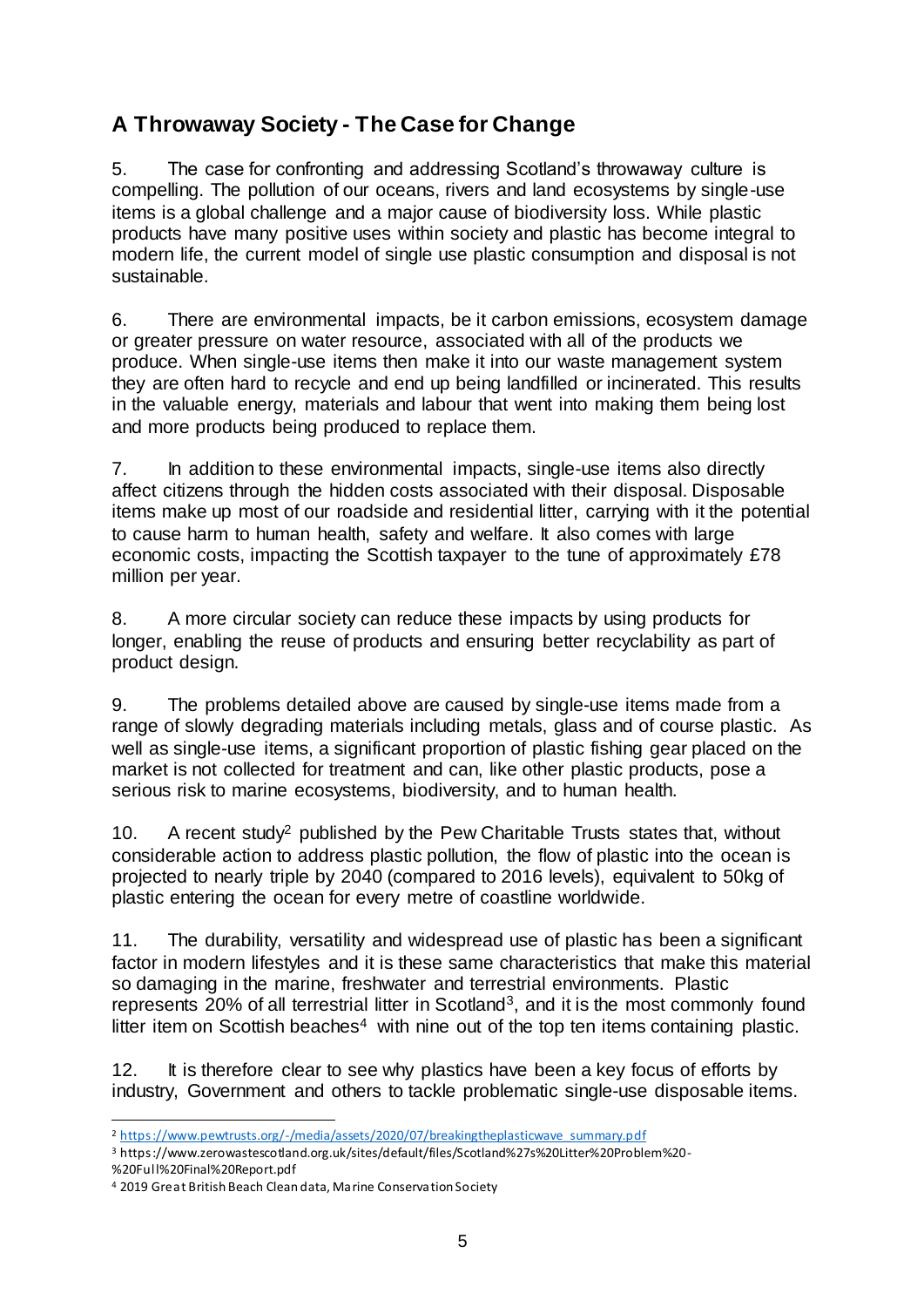## A Throwaway Society - The Case for Change

5. The case for confronting and addressing Scotland's throwaway culture is compelling. The pollution of our oceans, rivers and land ecosystems by single-use items is a global challenge and a major cause of biodiversity loss. While plastic products have many positive uses within society and plastic has become integral to modern life, the current model of single use plastic consumption and disposal is not sustainable.

6. There are environmental impacts, be it carbon emissions, ecosystem damage or greater pressure on water resource, associated with all of the products we produce. When single-use items then make it into our waste management system they are often hard to recycle and end up being landfilled or incinerated. This results in the valuable energy, materials and labour that went into making them being lost and more products being produced to replace them.

7. In addition to these environmental impacts, single-use items also directly affect citizens through the hidden costs associated with their disposal. Disposable items make up most of our roadside and residential litter, carrying with it the potential to cause harm to human health, safety and welfare. It also comes with large economic costs, impacting the Scottish taxpayer to the tune of approximately £78 million per year.

8. A more circular society can reduce these impacts by using products for longer, enabling the reuse of products and ensuring better recyclability as part of product design.

9. The problems detailed above are caused by single-use items made from a range of slowly degrading materials including metals, glass and of course plastic. As well as single-use items, a significant proportion of plastic fishing gear placed on the market is not collected for treatment and can, like other plastic products, pose a serious risk to marine ecosystems, biodiversity, and to human health.

10. A recent study[2] published by the Pew Charitable Trusts states that, without considerable action to address plastic pollution, the flow of plastic into the ocean is projected to nearly triple by 2040 (compared to 2016 levels), equivalent to 50kg of plastic entering the ocean for every metre of coastline worldwide.

11. The durability, versatility and widespread use of plastic has been a significant factor in modern lifestyles and it is these same characteristics that make this material so damaging in the marine, freshwater and terrestrial environments. Plastic represents 20% of all terrestrial litter in Scotland[3], and it is the most commonly found litter item on Scottish beaches[4] with nine out of the top ten items containing plastic.

12. It is therefore clear to see why plastics have been a key focus of efforts by industry, Government and others to tackle problematic single-use disposable items.

---

[2] https://www.pewtrusts.org/-/media/assets/2020/07/breakingtheplasticwave_summary.pdf

[3] https://www.zerowastescotland.org.uk/sites/default/files/Scotland%27s%20Litter%20Problem%20-%20Full%20Final%20Report.pdf

[4] 2019 Great British Beach Clean data, Marine Conservation Society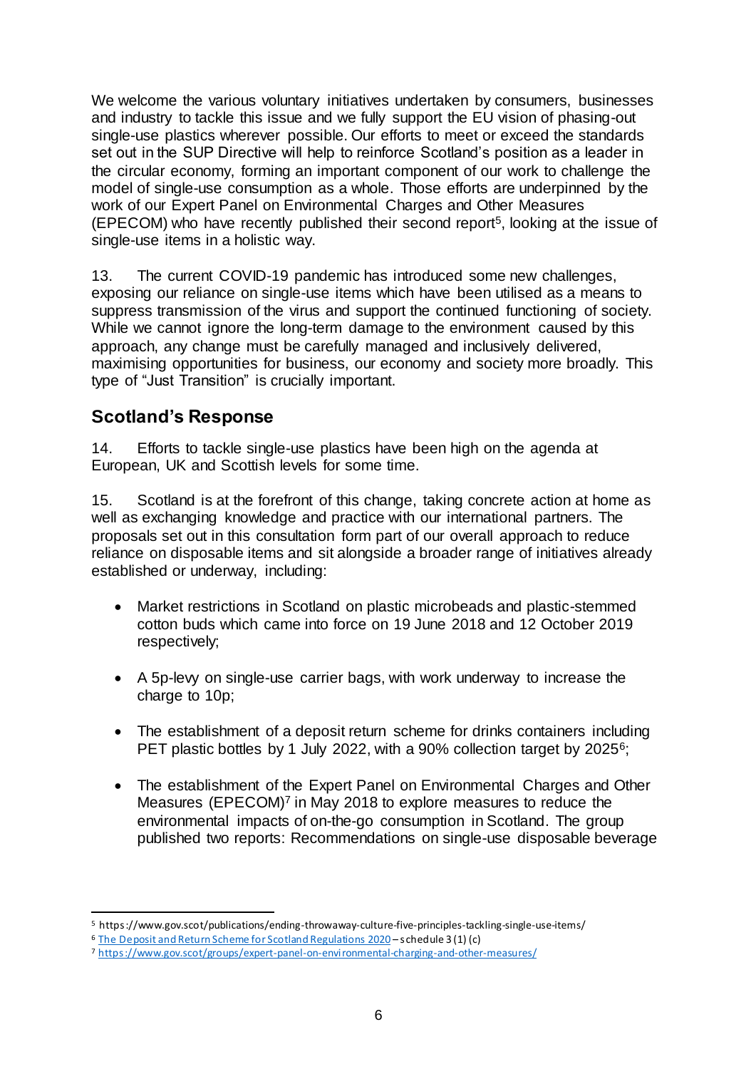We welcome the various voluntary initiatives undertaken by consumers, businesses and industry to tackle this issue and we fully support the EU vision of phasing-out single-use plastics wherever possible. Our efforts to meet or exceed the standards set out in the SUP Directive will help to reinforce Scotland's position as a leader in the circular economy, forming an important component of our work to challenge the model of single-use consumption as a whole. Those efforts are underpinned by the work of our Expert Panel on Environmental Charges and Other Measures (EPECOM) who have recently published their second report[5], looking at the issue of single-use items in a holistic way.

13. The current COVID-19 pandemic has introduced some new challenges, exposing our reliance on single-use items which have been utilised as a means to suppress transmission of the virus and support the continued functioning of society. While we cannot ignore the long-term damage to the environment caused by this approach, any change must be carefully managed and inclusively delivered, maximising opportunities for business, our economy and society more broadly. This type of "Just Transition" is crucially important.

## Scotland's Response

14. Efforts to tackle single-use plastics have been high on the agenda at European, UK and Scottish levels for some time.

15. Scotland is at the forefront of this change, taking concrete action at home as well as exchanging knowledge and practice with our international partners. The proposals set out in this consultation form part of our overall approach to reduce reliance on disposable items and sit alongside a broader range of initiatives already established or underway, including:

- Market restrictions in Scotland on plastic microbeads and plastic-stemmed cotton buds which came into force on 19 June 2018 and 12 October 2019 respectively;
- A 5p-levy on single-use carrier bags, with work underway to increase the charge to 10p;
- The establishment of a deposit return scheme for drinks containers including PET plastic bottles by 1 July 2022, with a 90% collection target by 2025[6];
- The establishment of the Expert Panel on Environmental Charges and Other Measures (EPECOM)[7] in May 2018 to explore measures to reduce the environmental impacts of on-the-go consumption in Scotland. The group published two reports: Recommendations on single-use disposable beverage

---

[5] https://www.gov.scot/publications/ending-throwaway-culture-five-principles-tackling-single-use-items/

[6] The Deposit and Return Scheme for Scotland Regulations 2020 – schedule 3 (1) (c)

[7] https://www.gov.scot/groups/expert-panel-on-environmental-charging-and-other-measures/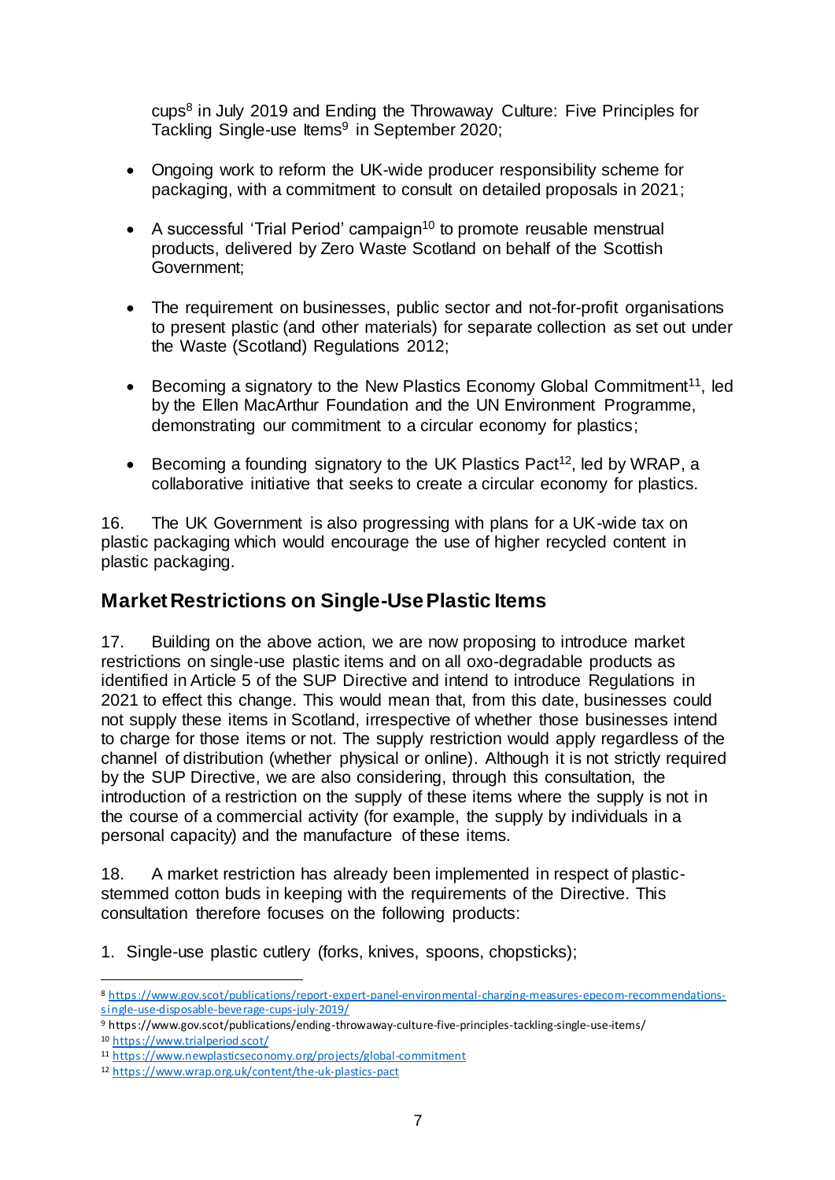cups[8] in July 2019 and Ending the Throwaway Culture: Five Principles for Tackling Single-use Items[9] in September 2020;

- Ongoing work to reform the UK-wide producer responsibility scheme for packaging, with a commitment to consult on detailed proposals in 2021;
- A successful 'Trial Period' campaign[10] to promote reusable menstrual products, delivered by Zero Waste Scotland on behalf of the Scottish Government;
- The requirement on businesses, public sector and not-for-profit organisations to present plastic (and other materials) for separate collection as set out under the Waste (Scotland) Regulations 2012;
- Becoming a signatory to the New Plastics Economy Global Commitment[11], led by the Ellen MacArthur Foundation and the UN Environment Programme, demonstrating our commitment to a circular economy for plastics;
- Becoming a founding signatory to the UK Plastics Pact[12], led by WRAP, a collaborative initiative that seeks to create a circular economy for plastics.

16. The UK Government is also progressing with plans for a UK-wide tax on plastic packaging which would encourage the use of higher recycled content in plastic packaging.

## Market Restrictions on Single-Use Plastic Items

17. Building on the above action, we are now proposing to introduce market restrictions on single-use plastic items and on all oxo-degradable products as identified in Article 5 of the SUP Directive and intend to introduce Regulations in 2021 to effect this change. This would mean that, from this date, businesses could not supply these items in Scotland, irrespective of whether those businesses intend to charge for those items or not. The supply restriction would apply regardless of the channel of distribution (whether physical or online). Although it is not strictly required by the SUP Directive, we are also considering, through this consultation, the introduction of a restriction on the supply of these items where the supply is not in the course of a commercial activity (for example, the supply by individuals in a personal capacity) and the manufacture of these items.

18. A market restriction has already been implemented in respect of plastic-stemmed cotton buds in keeping with the requirements of the Directive. This consultation therefore focuses on the following products:

1. Single-use plastic cutlery (forks, knives, spoons, chopsticks);

---

[8] https://www.gov.scot/publications/report-expert-panel-environmental-charging-measures-epecom-recommendations-single-use-disposable-beverage-cups-july-2019/

[9] https://www.gov.scot/publications/ending-throwaway-culture-five-principles-tackling-single-use-items/

[10] https://www.trialperiod.scot/

[11] https://www.newplasticseconomy.org/projects/global-commitment

[12] https://www.wrap.org.uk/content/the-uk-plastics-pact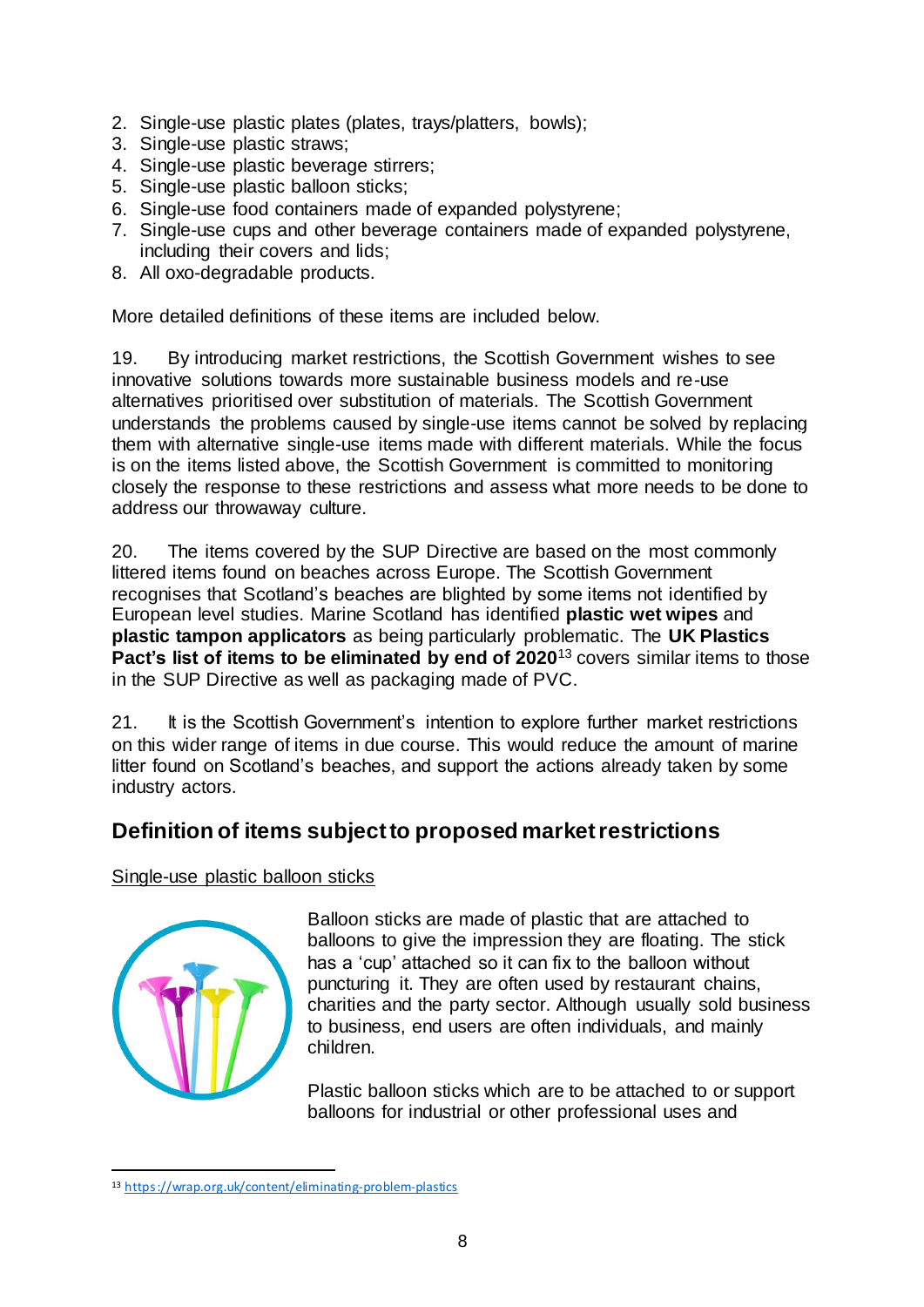2. Single-use plastic plates (plates, trays/platters, bowls);
3. Single-use plastic straws;
4. Single-use plastic beverage stirrers;
5. Single-use plastic balloon sticks;
6. Single-use food containers made of expanded polystyrene;
7. Single-use cups and other beverage containers made of expanded polystyrene, including their covers and lids;
8. All oxo-degradable products.

More detailed definitions of these items are included below.

19. By introducing market restrictions, the Scottish Government wishes to see innovative solutions towards more sustainable business models and re-use alternatives prioritised over substitution of materials. The Scottish Government understands the problems caused by single-use items cannot be solved by replacing them with alternative single-use items made with different materials. While the focus is on the items listed above, the Scottish Government is committed to monitoring closely the response to these restrictions and assess what more needs to be done to address our throwaway culture.

20. The items covered by the SUP Directive are based on the most commonly littered items found on beaches across Europe. The Scottish Government recognises that Scotland's beaches are blighted by some items not identified by European level studies. Marine Scotland has identified **plastic wet wipes** and **plastic tampon applicators** as being particularly problematic. The **UK Plastics Pact's list of items to be eliminated by end of 2020**[13] covers similar items to those in the SUP Directive as well as packaging made of PVC.

21. It is the Scottish Government's intention to explore further market restrictions on this wider range of items in due course. This would reduce the amount of marine litter found on Scotland's beaches, and support the actions already taken by some industry actors.

## Definition of items subject to proposed market restrictions

Single-use plastic balloon sticks

Balloon sticks are made of plastic that are attached to balloons to give the impression they are floating. The stick has a 'cup' attached so it can fix to the balloon without puncturing it. They are often used by restaurant chains, charities and the party sector. Although usually sold business to business, end users are often individuals, and mainly children.

Plastic balloon sticks which are to be attached to or support balloons for industrial or other professional uses and

[13] https://wrap.org.uk/content/eliminating-problem-plastics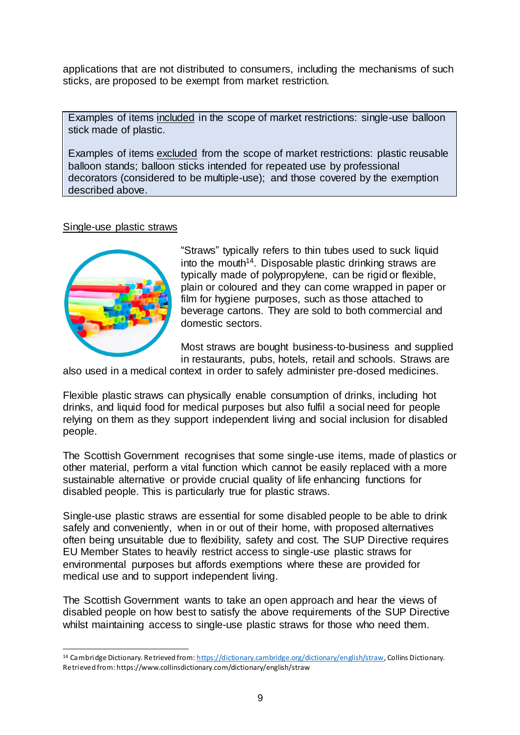applications that are not distributed to consumers, including the mechanisms of such sticks, are proposed to be exempt from market restriction.

> Examples of items included in the scope of market restrictions: single-use balloon stick made of plastic.
>
> Examples of items excluded from the scope of market restrictions: plastic reusable balloon stands; balloon sticks intended for repeated use by professional decorators (considered to be multiple-use); and those covered by the exemption described above.

Single-use plastic straws

"Straws" typically refers to thin tubes used to suck liquid into the mouth[14]. Disposable plastic drinking straws are typically made of polypropylene, can be rigid or flexible, plain or coloured and they can come wrapped in paper or film for hygiene purposes, such as those attached to beverage cartons. They are sold to both commercial and domestic sectors.

Most straws are bought business-to-business and supplied in restaurants, pubs, hotels, retail and schools. Straws are also used in a medical context in order to safely administer pre-dosed medicines.

Flexible plastic straws can physically enable consumption of drinks, including hot drinks, and liquid food for medical purposes but also fulfil a social need for people relying on them as they support independent living and social inclusion for disabled people.

The Scottish Government recognises that some single-use items, made of plastics or other material, perform a vital function which cannot be easily replaced with a more sustainable alternative or provide crucial quality of life enhancing functions for disabled people. This is particularly true for plastic straws.

Single-use plastic straws are essential for some disabled people to be able to drink safely and conveniently, when in or out of their home, with proposed alternatives often being unsuitable due to flexibility, safety and cost. The SUP Directive requires EU Member States to heavily restrict access to single-use plastic straws for environmental purposes but affords exemptions where these are provided for medical use and to support independent living.

The Scottish Government wants to take an open approach and hear the views of disabled people on how best to satisfy the above requirements of the SUP Directive whilst maintaining access to single-use plastic straws for those who need them.

---

[14] Cambridge Dictionary. Retrieved from: https://dictionary.cambridge.org/dictionary/english/straw, Collins Dictionary. Retrieved from: https://www.collinsdictionary.com/dictionary/english/straw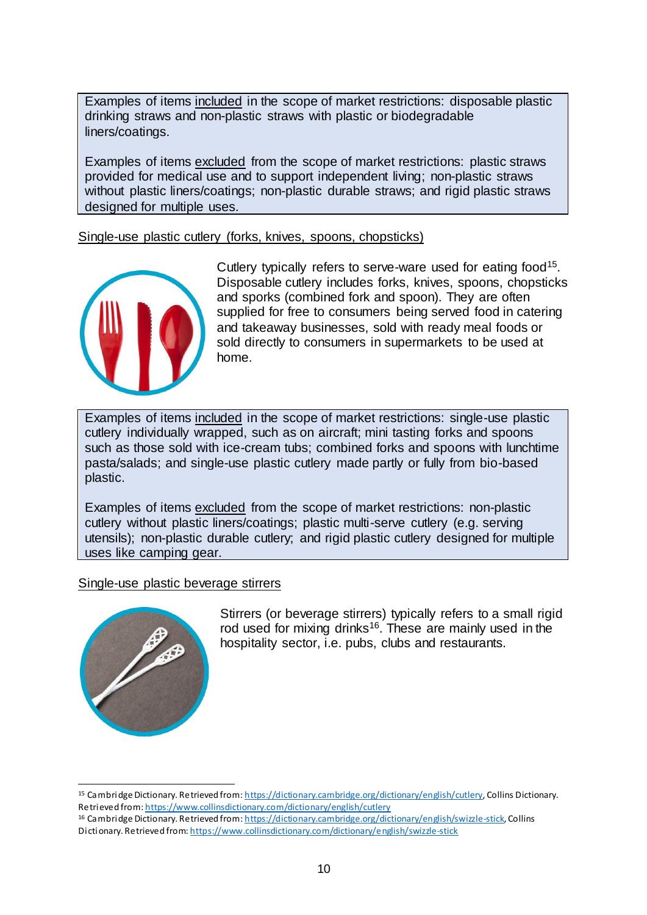Examples of items included in the scope of market restrictions: disposable plastic drinking straws and non-plastic straws with plastic or biodegradable liners/coatings.

Examples of items excluded from the scope of market restrictions: plastic straws provided for medical use and to support independent living; non-plastic straws without plastic liners/coatings; non-plastic durable straws; and rigid plastic straws designed for multiple uses.

Single-use plastic cutlery (forks, knives, spoons, chopsticks)

Cutlery typically refers to serve-ware used for eating food[15]. Disposable cutlery includes forks, knives, spoons, chopsticks and sporks (combined fork and spoon). They are often supplied for free to consumers being served food in catering and takeaway businesses, sold with ready meal foods or sold directly to consumers in supermarkets to be used at home.

Examples of items included in the scope of market restrictions: single-use plastic cutlery individually wrapped, such as on aircraft; mini tasting forks and spoons such as those sold with ice-cream tubs; combined forks and spoons with lunchtime pasta/salads; and single-use plastic cutlery made partly or fully from bio-based plastic.

Examples of items excluded from the scope of market restrictions: non-plastic cutlery without plastic liners/coatings; plastic multi-serve cutlery (e.g. serving utensils); non-plastic durable cutlery; and rigid plastic cutlery designed for multiple uses like camping gear.

Single-use plastic beverage stirrers

Stirrers (or beverage stirrers) typically refers to a small rigid rod used for mixing drinks[16]. These are mainly used in the hospitality sector, i.e. pubs, clubs and restaurants.

---

[15] Cambridge Dictionary. Retrieved from: https://dictionary.cambridge.org/dictionary/english/cutlery, Collins Dictionary. Retrieved from: https://www.collinsdictionary.com/dictionary/english/cutlery

[16] Cambridge Dictionary. Retrieved from: https://dictionary.cambridge.org/dictionary/english/swizzle-stick, Collins Dictionary. Retrieved from: https://www.collinsdictionary.com/dictionary/english/swizzle-stick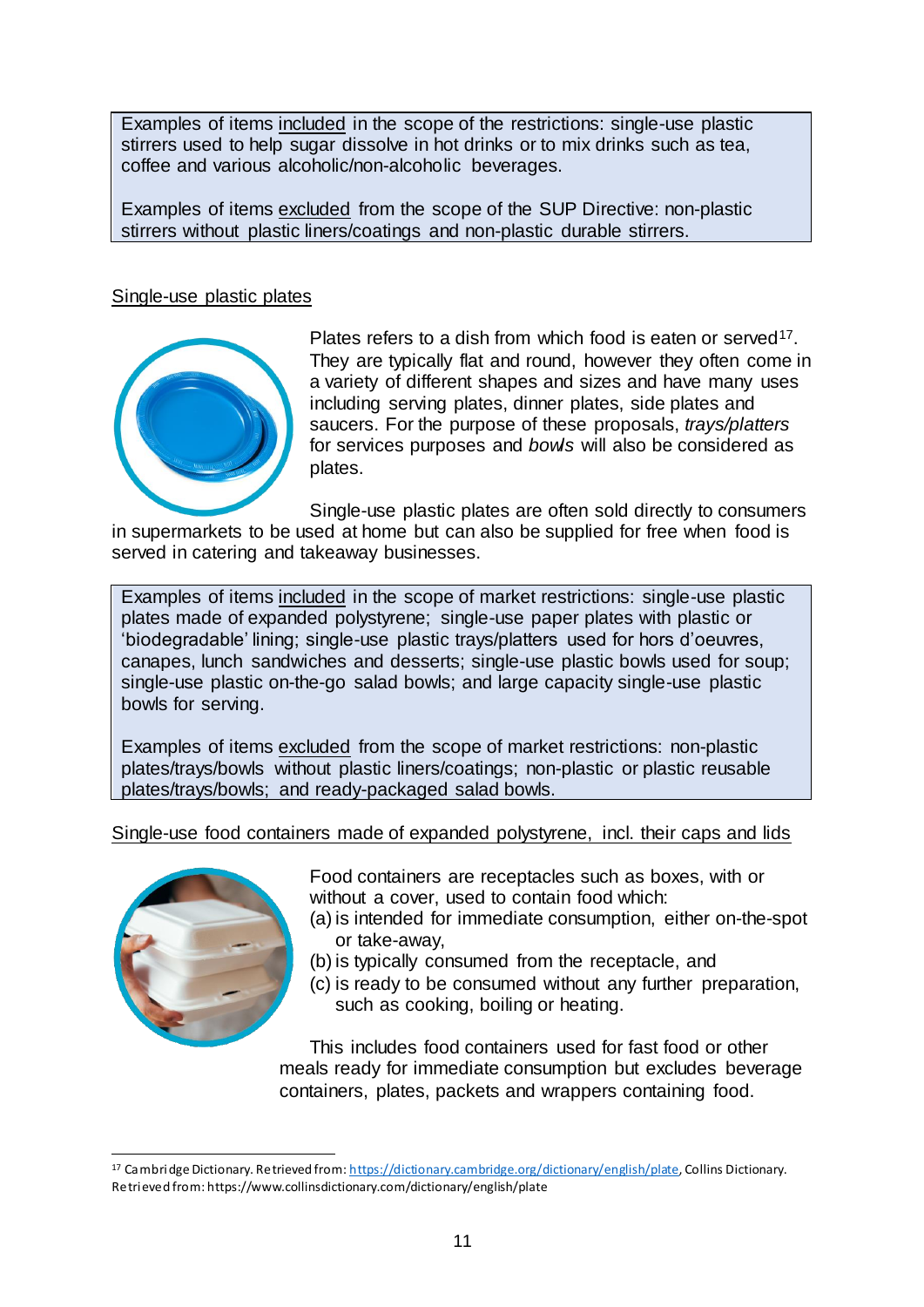Examples of items <u>included</u> in the scope of the restrictions: single-use plastic stirrers used to help sugar dissolve in hot drinks or to mix drinks such as tea, coffee and various alcoholic/non-alcoholic beverages.

Examples of items <u>excluded</u> from the scope of the SUP Directive: non-plastic stirrers without plastic liners/coatings and non-plastic durable stirrers.

<u>Single-use plastic plates</u>

Plates refers to a dish from which food is eaten or served[17]. They are typically flat and round, however they often come in a variety of different shapes and sizes and have many uses including serving plates, dinner plates, side plates and saucers. For the purpose of these proposals, *trays/platters* for services purposes and *bowls* will also be considered as plates.

Single-use plastic plates are often sold directly to consumers in supermarkets to be used at home but can also be supplied for free when food is served in catering and takeaway businesses.

Examples of items <u>included</u> in the scope of market restrictions: single-use plastic plates made of expanded polystyrene; single-use paper plates with plastic or 'biodegradable' lining; single-use plastic trays/platters used for hors d'oeuvres, canapes, lunch sandwiches and desserts; single-use plastic bowls used for soup; single-use plastic on-the-go salad bowls; and large capacity single-use plastic bowls for serving.

Examples of items <u>excluded</u> from the scope of market restrictions: non-plastic plates/trays/bowls without plastic liners/coatings; non-plastic or plastic reusable plates/trays/bowls; and ready-packaged salad bowls.

<u>Single-use food containers made of expanded polystyrene, incl. their caps and lids</u>

Food containers are receptacles such as boxes, with or without a cover, used to contain food which:

(a) is intended for immediate consumption, either on-the-spot or take-away,
(b) is typically consumed from the receptacle, and
(c) is ready to be consumed without any further preparation, such as cooking, boiling or heating.

This includes food containers used for fast food or other meals ready for immediate consumption but excludes beverage containers, plates, packets and wrappers containing food.

---

[17] Cambridge Dictionary. Retrieved from: https://dictionary.cambridge.org/dictionary/english/plate, Collins Dictionary. Retrieved from: https://www.collinsdictionary.com/dictionary/english/plate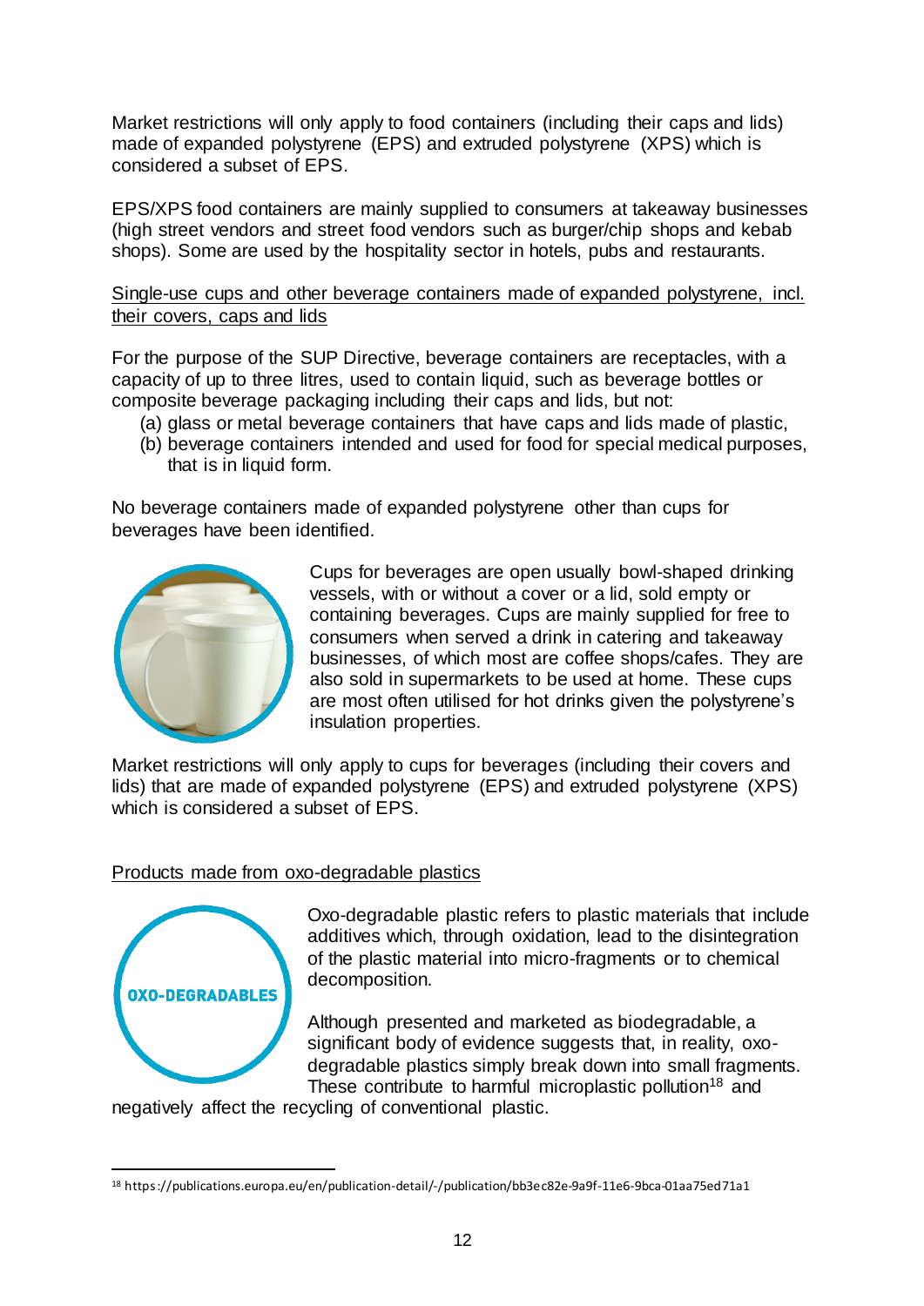Market restrictions will only apply to food containers (including their caps and lids) made of expanded polystyrene (EPS) and extruded polystyrene (XPS) which is considered a subset of EPS.

EPS/XPS food containers are mainly supplied to consumers at takeaway businesses (high street vendors and street food vendors such as burger/chip shops and kebab shops). Some are used by the hospitality sector in hotels, pubs and restaurants.

<u>Single-use cups and other beverage containers made of expanded polystyrene, incl. their covers, caps and lids</u>

For the purpose of the SUP Directive, beverage containers are receptacles, with a capacity of up to three litres, used to contain liquid, such as beverage bottles or composite beverage packaging including their caps and lids, but not:

(a) glass or metal beverage containers that have caps and lids made of plastic,
(b) beverage containers intended and used for food for special medical purposes, that is in liquid form.

No beverage containers made of expanded polystyrene other than cups for beverages have been identified.

Cups for beverages are open usually bowl-shaped drinking vessels, with or without a cover or a lid, sold empty or containing beverages. Cups are mainly supplied for free to consumers when served a drink in catering and takeaway businesses, of which most are coffee shops/cafes. They are also sold in supermarkets to be used at home. These cups are most often utilised for hot drinks given the polystyrene's insulation properties.

Market restrictions will only apply to cups for beverages (including their covers and lids) that are made of expanded polystyrene (EPS) and extruded polystyrene (XPS) which is considered a subset of EPS.

<u>Products made from oxo-degradable plastics</u>

OXO-DEGRADABLES

Oxo-degradable plastic refers to plastic materials that include additives which, through oxidation, lead to the disintegration of the plastic material into micro-fragments or to chemical decomposition.

Although presented and marketed as biodegradable, a significant body of evidence suggests that, in reality, oxo-degradable plastics simply break down into small fragments. These contribute to harmful microplastic pollution[18] and negatively affect the recycling of conventional plastic.

---

[18] https://publications.europa.eu/en/publication-detail/-/publication/bb3ec82e-9a9f-11e6-9bca-01aa75ed71a1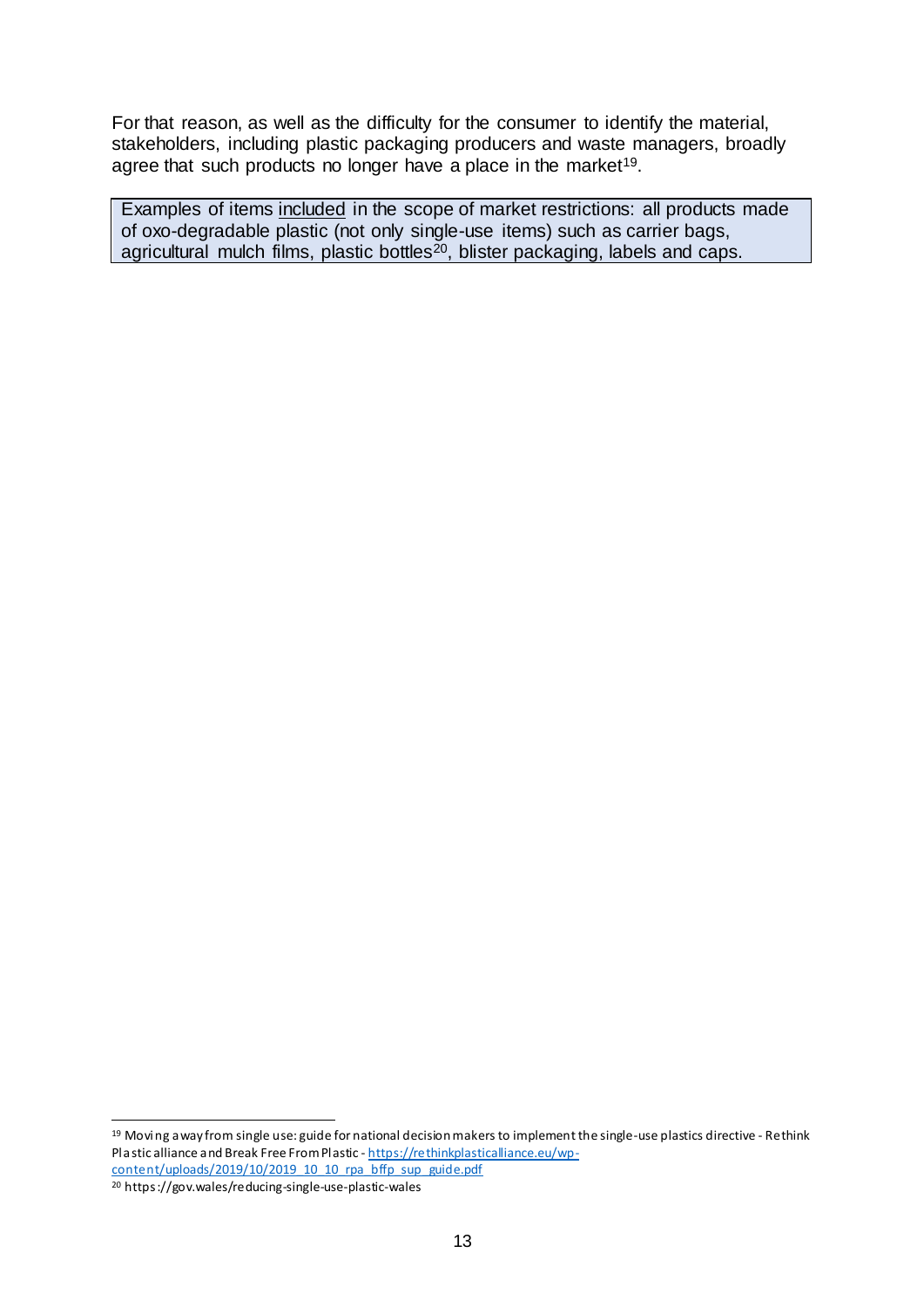For that reason, as well as the difficulty for the consumer to identify the material, stakeholders, including plastic packaging producers and waste managers, broadly agree that such products no longer have a place in the market[19].

> Examples of items <u>included</u> in the scope of market restrictions: all products made of oxo-degradable plastic (not only single-use items) such as carrier bags, agricultural mulch films, plastic bottles[20], blister packaging, labels and caps.

---

[19] Moving away from single use: guide for national decision makers to implement the single-use plastics directive - Rethink Plastic alliance and Break Free From Plastic - https://rethinkplasticalliance.eu/wp-content/uploads/2019/10/2019_10_10_rpa_bffp_sup_guide.pdf

[20] https://gov.wales/reducing-single-use-plastic-wales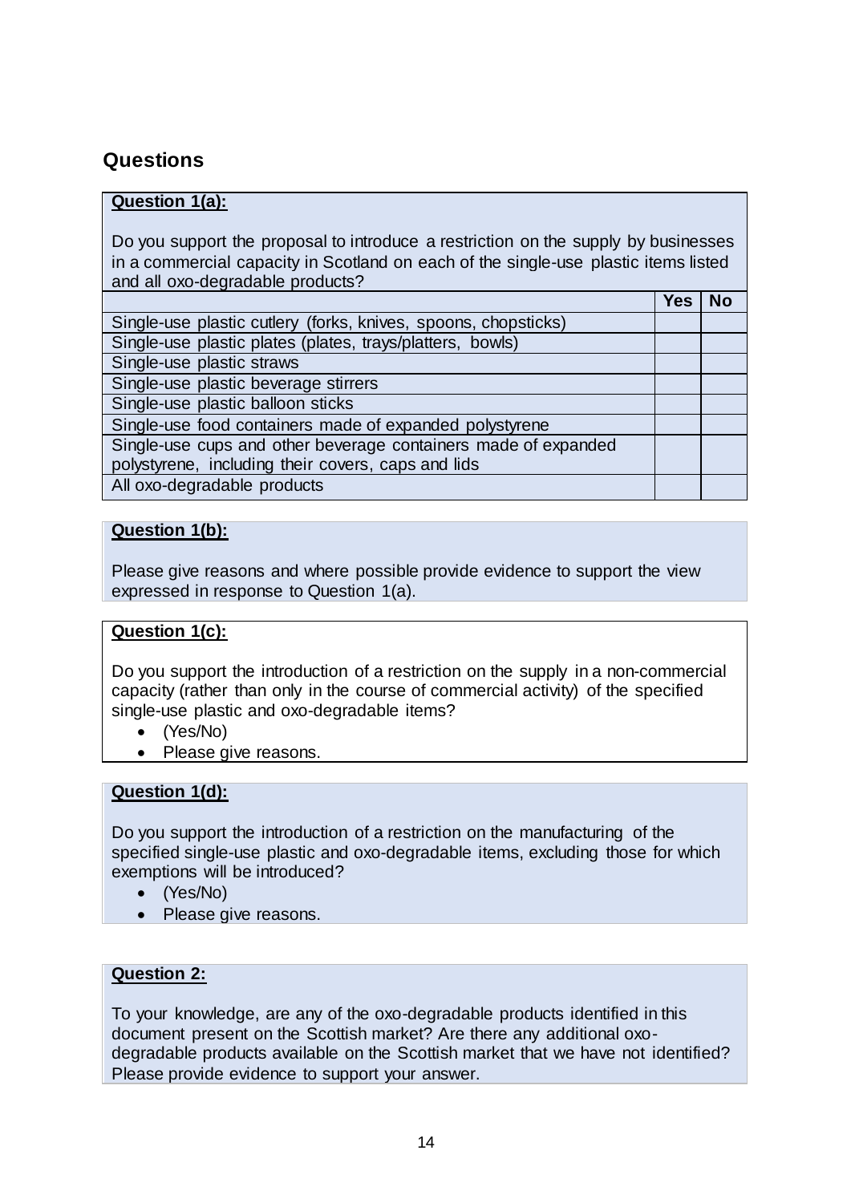## Questions

**Question 1(a):**

Do you support the proposal to introduce a restriction on the supply by businesses in a commercial capacity in Scotland on each of the single-use plastic items listed and all oxo-degradable products?

| | Yes | No |
|---|---|---|
| Single-use plastic cutlery (forks, knives, spoons, chopsticks) | | |
| Single-use plastic plates (plates, trays/platters, bowls) | | |
| Single-use plastic straws | | |
| Single-use plastic beverage stirrers | | |
| Single-use plastic balloon sticks | | |
| Single-use food containers made of expanded polystyrene | | |
| Single-use cups and other beverage containers made of expanded polystyrene, including their covers, caps and lids | | |
| All oxo-degradable products | | |

**Question 1(b):**

Please give reasons and where possible provide evidence to support the view expressed in response to Question 1(a).

**Question 1(c):**

Do you support the introduction of a restriction on the supply in a non-commercial capacity (rather than only in the course of commercial activity) of the specified single-use plastic and oxo-degradable items?

- (Yes/No)
- Please give reasons.

**Question 1(d):**

Do you support the introduction of a restriction on the manufacturing of the specified single-use plastic and oxo-degradable items, excluding those for which exemptions will be introduced?

- (Yes/No)
- Please give reasons.

**Question 2:**

To your knowledge, are any of the oxo-degradable products identified in this document present on the Scottish market? Are there any additional oxo-degradable products available on the Scottish market that we have not identified? Please provide evidence to support your answer.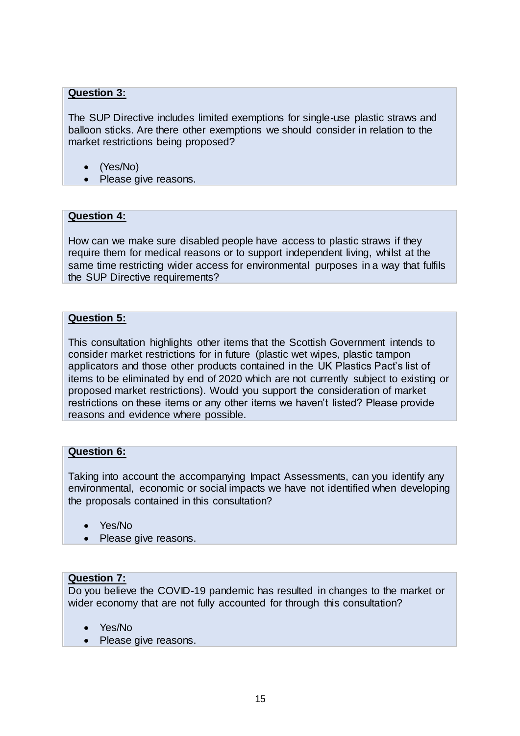**Question 3:**

The SUP Directive includes limited exemptions for single-use plastic straws and balloon sticks. Are there other exemptions we should consider in relation to the market restrictions being proposed?

- (Yes/No)
- Please give reasons.

**Question 4:**

How can we make sure disabled people have access to plastic straws if they require them for medical reasons or to support independent living, whilst at the same time restricting wider access for environmental purposes in a way that fulfils the SUP Directive requirements?

**Question 5:**

This consultation highlights other items that the Scottish Government intends to consider market restrictions for in future (plastic wet wipes, plastic tampon applicators and those other products contained in the UK Plastics Pact's list of items to be eliminated by end of 2020 which are not currently subject to existing or proposed market restrictions). Would you support the consideration of market restrictions on these items or any other items we haven't listed? Please provide reasons and evidence where possible.

**Question 6:**

Taking into account the accompanying Impact Assessments, can you identify any environmental, economic or social impacts we have not identified when developing the proposals contained in this consultation?

- Yes/No
- Please give reasons.

**Question 7:**

Do you believe the COVID-19 pandemic has resulted in changes to the market or wider economy that are not fully accounted for through this consultation?

- Yes/No
- Please give reasons.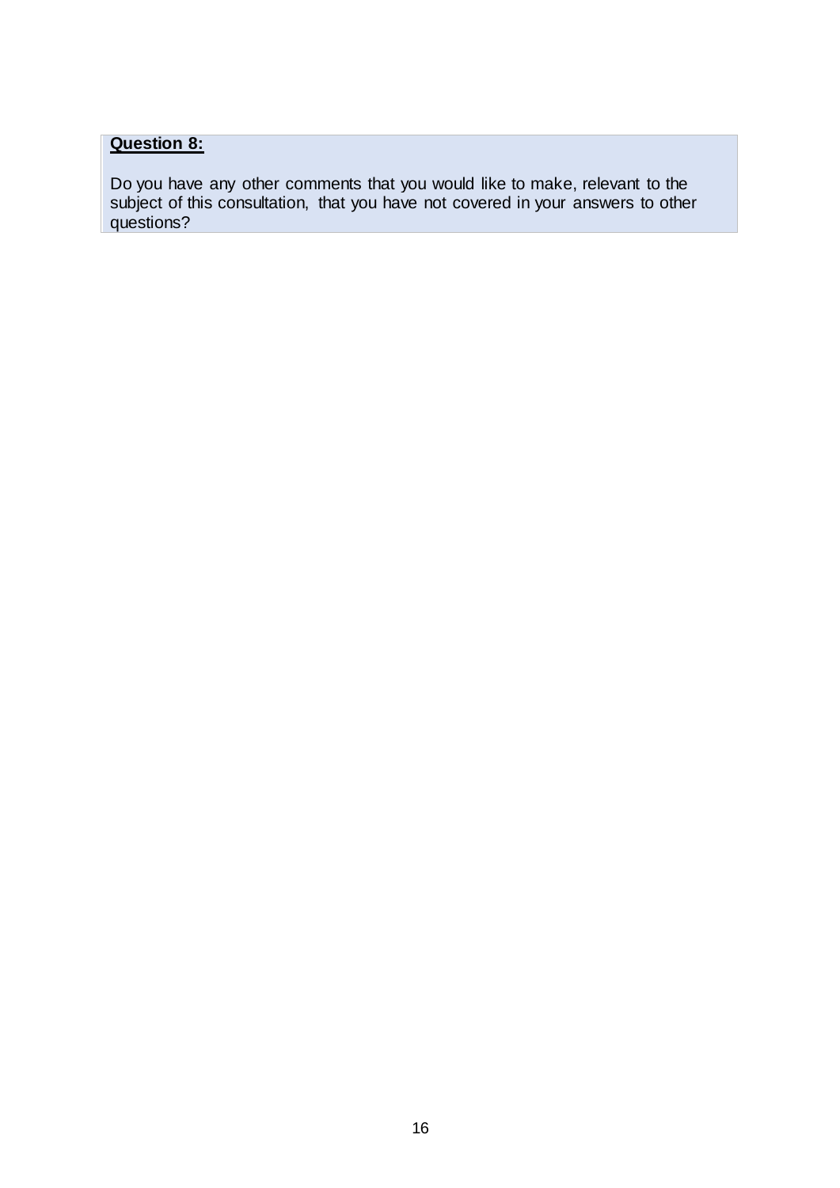**Question 8:**

Do you have any other comments that you would like to make, relevant to the subject of this consultation, that you have not covered in your answers to other questions?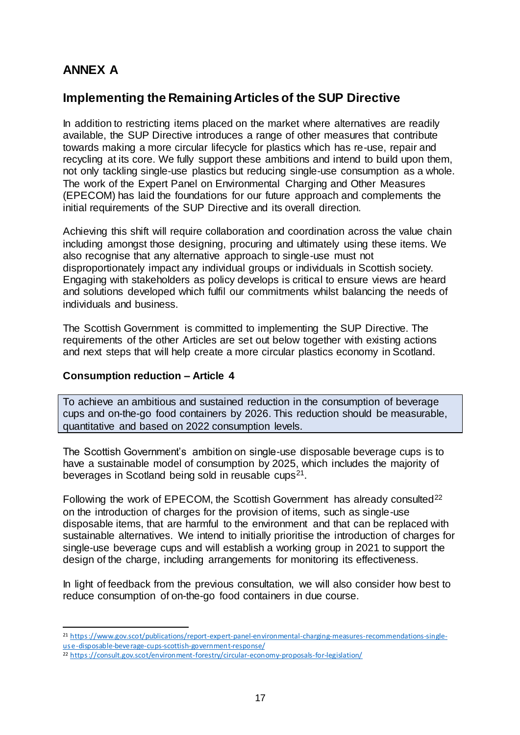# ANNEX A

## Implementing the Remaining Articles of the SUP Directive

In addition to restricting items placed on the market where alternatives are readily available, the SUP Directive introduces a range of other measures that contribute towards making a more circular lifecycle for plastics which has re-use, repair and recycling at its core. We fully support these ambitions and intend to build upon them, not only tackling single-use plastics but reducing single-use consumption as a whole. The work of the Expert Panel on Environmental Charging and Other Measures (EPECOM) has laid the foundations for our future approach and complements the initial requirements of the SUP Directive and its overall direction.

Achieving this shift will require collaboration and coordination across the value chain including amongst those designing, procuring and ultimately using these items. We also recognise that any alternative approach to single-use must not disproportionately impact any individual groups or individuals in Scottish society. Engaging with stakeholders as policy develops is critical to ensure views are heard and solutions developed which fulfil our commitments whilst balancing the needs of individuals and business.

The Scottish Government is committed to implementing the SUP Directive. The requirements of the other Articles are set out below together with existing actions and next steps that will help create a more circular plastics economy in Scotland.

### Consumption reduction – Article 4

To achieve an ambitious and sustained reduction in the consumption of beverage cups and on-the-go food containers by 2026. This reduction should be measurable, quantitative and based on 2022 consumption levels.

The Scottish Government's ambition on single-use disposable beverage cups is to have a sustainable model of consumption by 2025, which includes the majority of beverages in Scotland being sold in reusable cups[21].

Following the work of EPECOM, the Scottish Government has already consulted[22] on the introduction of charges for the provision of items, such as single-use disposable items, that are harmful to the environment and that can be replaced with sustainable alternatives. We intend to initially prioritise the introduction of charges for single-use beverage cups and will establish a working group in 2021 to support the design of the charge, including arrangements for monitoring its effectiveness.

In light of feedback from the previous consultation, we will also consider how best to reduce consumption of on-the-go food containers in due course.

[21] https://www.gov.scot/publications/report-expert-panel-environmental-charging-measures-recommendations-single-use-disposable-beverage-cups-scottish-government-response/

[22] https://consult.gov.scot/environment-forestry/circular-economy-proposals-for-legislation/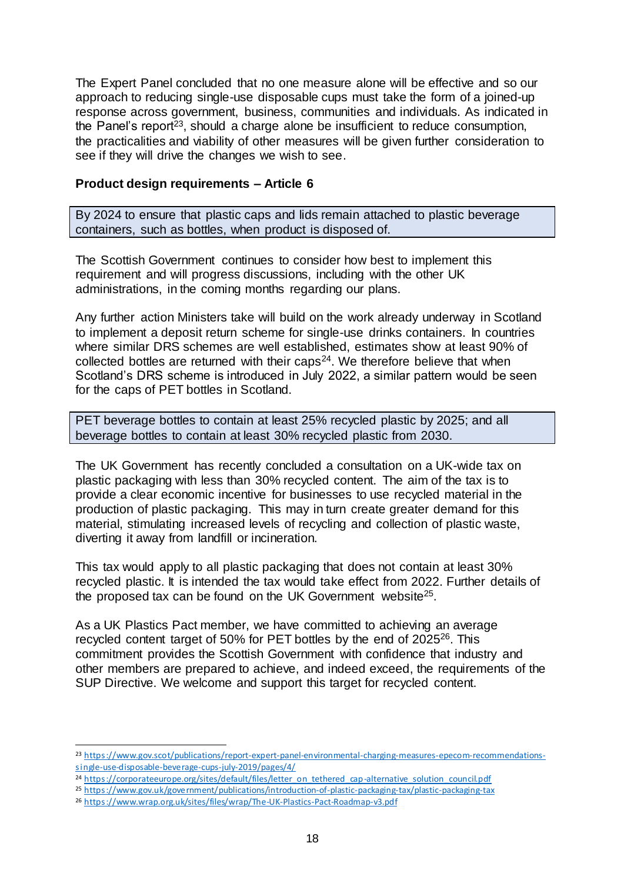The Expert Panel concluded that no one measure alone will be effective and so our approach to reducing single-use disposable cups must take the form of a joined-up response across government, business, communities and individuals. As indicated in the Panel's report[23], should a charge alone be insufficient to reduce consumption, the practicalities and viability of other measures will be given further consideration to see if they will drive the changes we wish to see.

**Product design requirements – Article 6**

> By 2024 to ensure that plastic caps and lids remain attached to plastic beverage containers, such as bottles, when product is disposed of.

The Scottish Government continues to consider how best to implement this requirement and will progress discussions, including with the other UK administrations, in the coming months regarding our plans.

Any further action Ministers take will build on the work already underway in Scotland to implement a deposit return scheme for single-use drinks containers. In countries where similar DRS schemes are well established, estimates show at least 90% of collected bottles are returned with their caps[24]. We therefore believe that when Scotland's DRS scheme is introduced in July 2022, a similar pattern would be seen for the caps of PET bottles in Scotland.

> PET beverage bottles to contain at least 25% recycled plastic by 2025; and all beverage bottles to contain at least 30% recycled plastic from 2030.

The UK Government has recently concluded a consultation on a UK-wide tax on plastic packaging with less than 30% recycled content. The aim of the tax is to provide a clear economic incentive for businesses to use recycled material in the production of plastic packaging. This may in turn create greater demand for this material, stimulating increased levels of recycling and collection of plastic waste, diverting it away from landfill or incineration.

This tax would apply to all plastic packaging that does not contain at least 30% recycled plastic. It is intended the tax would take effect from 2022. Further details of the proposed tax can be found on the UK Government website[25].

As a UK Plastics Pact member, we have committed to achieving an average recycled content target of 50% for PET bottles by the end of 2025[26]. This commitment provides the Scottish Government with confidence that industry and other members are prepared to achieve, and indeed exceed, the requirements of the SUP Directive. We welcome and support this target for recycled content.

---

[23] https://www.gov.scot/publications/report-expert-panel-environmental-charging-measures-epecom-recommendations-single-use-disposable-beverage-cups-july-2019/pages/4/

[24] https://corporateeurope.org/sites/default/files/letter_on_tethered_cap-alternative_solution_council.pdf

[25] https://www.gov.uk/government/publications/introduction-of-plastic-packaging-tax/plastic-packaging-tax

[26] https://www.wrap.org.uk/sites/files/wrap/The-UK-Plastics-Pact-Roadmap-v3.pdf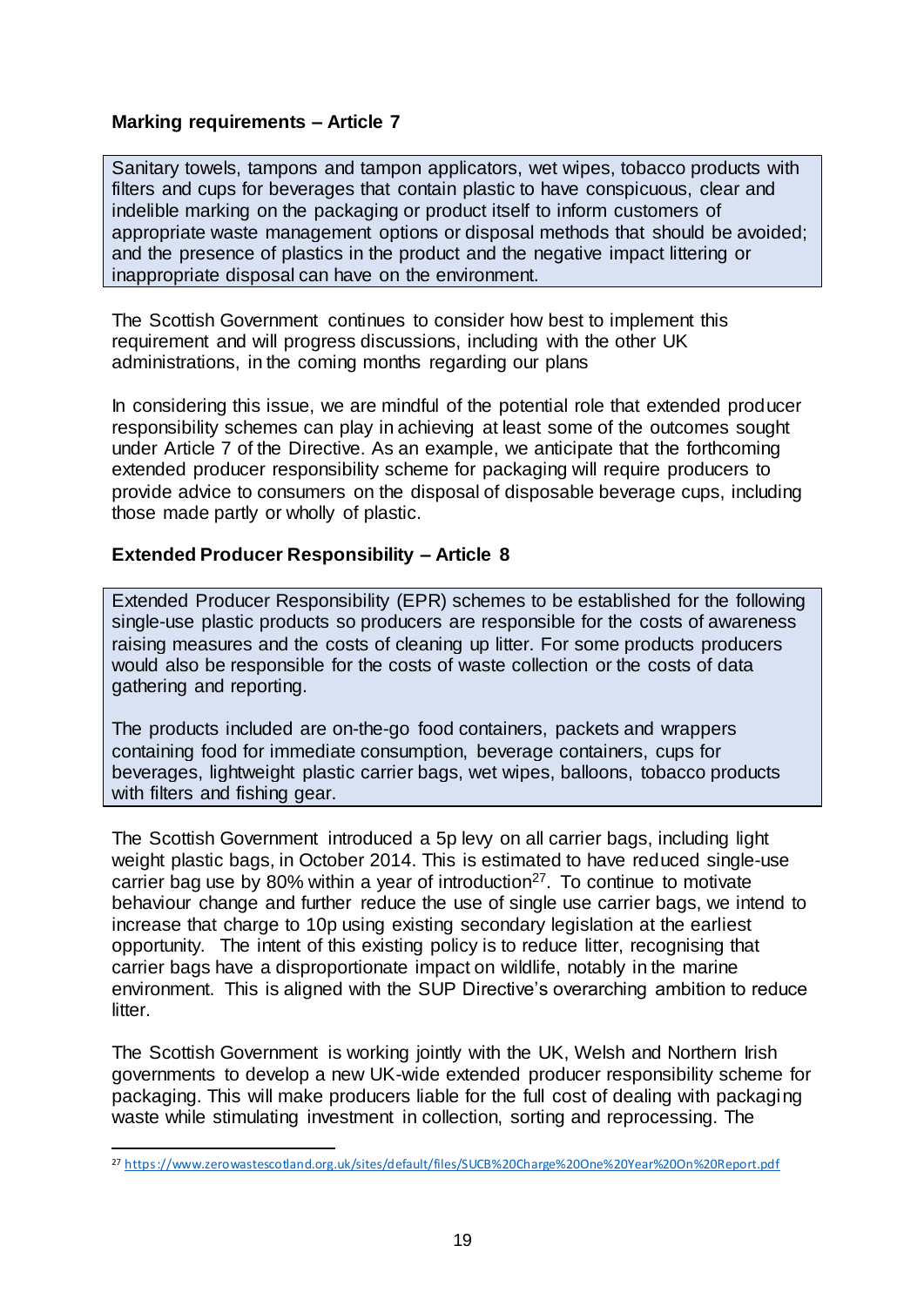**Marking requirements – Article 7**

> Sanitary towels, tampons and tampon applicators, wet wipes, tobacco products with filters and cups for beverages that contain plastic to have conspicuous, clear and indelible marking on the packaging or product itself to inform customers of appropriate waste management options or disposal methods that should be avoided; and the presence of plastics in the product and the negative impact littering or inappropriate disposal can have on the environment.

The Scottish Government continues to consider how best to implement this requirement and will progress discussions, including with the other UK administrations, in the coming months regarding our plans

In considering this issue, we are mindful of the potential role that extended producer responsibility schemes can play in achieving at least some of the outcomes sought under Article 7 of the Directive. As an example, we anticipate that the forthcoming extended producer responsibility scheme for packaging will require producers to provide advice to consumers on the disposal of disposable beverage cups, including those made partly or wholly of plastic.

**Extended Producer Responsibility – Article 8**

> Extended Producer Responsibility (EPR) schemes to be established for the following single-use plastic products so producers are responsible for the costs of awareness raising measures and the costs of cleaning up litter. For some products producers would also be responsible for the costs of waste collection or the costs of data gathering and reporting.
>
> The products included are on-the-go food containers, packets and wrappers containing food for immediate consumption, beverage containers, cups for beverages, lightweight plastic carrier bags, wet wipes, balloons, tobacco products with filters and fishing gear.

The Scottish Government introduced a 5p levy on all carrier bags, including light weight plastic bags, in October 2014. This is estimated to have reduced single-use carrier bag use by 80% within a year of introduction[27]. To continue to motivate behaviour change and further reduce the use of single use carrier bags, we intend to increase that charge to 10p using existing secondary legislation at the earliest opportunity. The intent of this existing policy is to reduce litter, recognising that carrier bags have a disproportionate impact on wildlife, notably in the marine environment. This is aligned with the SUP Directive's overarching ambition to reduce litter.

The Scottish Government is working jointly with the UK, Welsh and Northern Irish governments to develop a new UK-wide extended producer responsibility scheme for packaging. This will make producers liable for the full cost of dealing with packaging waste while stimulating investment in collection, sorting and reprocessing. The

[27] https://www.zerowastescotland.org.uk/sites/default/files/SUCB%20Charge%20One%20Year%20On%20Report.pdf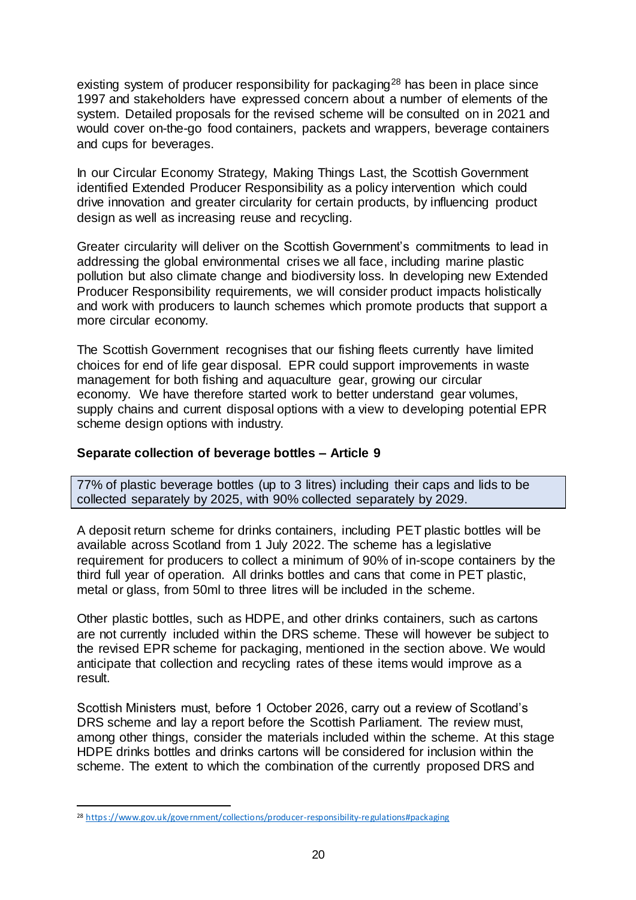existing system of producer responsibility for packaging[28] has been in place since 1997 and stakeholders have expressed concern about a number of elements of the system. Detailed proposals for the revised scheme will be consulted on in 2021 and would cover on-the-go food containers, packets and wrappers, beverage containers and cups for beverages.

In our Circular Economy Strategy, Making Things Last, the Scottish Government identified Extended Producer Responsibility as a policy intervention which could drive innovation and greater circularity for certain products, by influencing product design as well as increasing reuse and recycling.

Greater circularity will deliver on the Scottish Government's commitments to lead in addressing the global environmental crises we all face, including marine plastic pollution but also climate change and biodiversity loss. In developing new Extended Producer Responsibility requirements, we will consider product impacts holistically and work with producers to launch schemes which promote products that support a more circular economy.

The Scottish Government recognises that our fishing fleets currently have limited choices for end of life gear disposal. EPR could support improvements in waste management for both fishing and aquaculture gear, growing our circular economy. We have therefore started work to better understand gear volumes, supply chains and current disposal options with a view to developing potential EPR scheme design options with industry.

### Separate collection of beverage bottles – Article 9

> 77% of plastic beverage bottles (up to 3 litres) including their caps and lids to be collected separately by 2025, with 90% collected separately by 2029.

A deposit return scheme for drinks containers, including PET plastic bottles will be available across Scotland from 1 July 2022. The scheme has a legislative requirement for producers to collect a minimum of 90% of in-scope containers by the third full year of operation. All drinks bottles and cans that come in PET plastic, metal or glass, from 50ml to three litres will be included in the scheme.

Other plastic bottles, such as HDPE, and other drinks containers, such as cartons are not currently included within the DRS scheme. These will however be subject to the revised EPR scheme for packaging, mentioned in the section above. We would anticipate that collection and recycling rates of these items would improve as a result.

Scottish Ministers must, before 1 October 2026, carry out a review of Scotland's DRS scheme and lay a report before the Scottish Parliament. The review must, among other things, consider the materials included within the scheme. At this stage HDPE drinks bottles and drinks cartons will be considered for inclusion within the scheme. The extent to which the combination of the currently proposed DRS and

---

[28] https://www.gov.uk/government/collections/producer-responsibility-regulations#packaging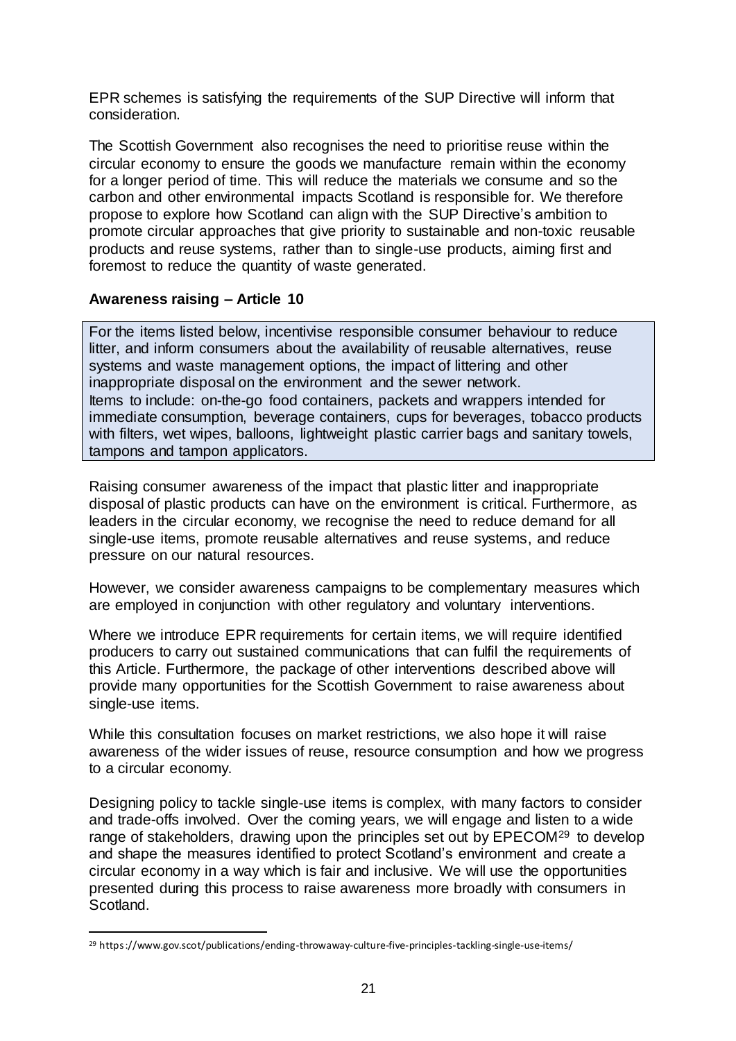EPR schemes is satisfying the requirements of the SUP Directive will inform that consideration.

The Scottish Government also recognises the need to prioritise reuse within the circular economy to ensure the goods we manufacture remain within the economy for a longer period of time. This will reduce the materials we consume and so the carbon and other environmental impacts Scotland is responsible for. We therefore propose to explore how Scotland can align with the SUP Directive's ambition to promote circular approaches that give priority to sustainable and non-toxic reusable products and reuse systems, rather than to single-use products, aiming first and foremost to reduce the quantity of waste generated.

**Awareness raising – Article 10**

> For the items listed below, incentivise responsible consumer behaviour to reduce litter, and inform consumers about the availability of reusable alternatives, reuse systems and waste management options, the impact of littering and other inappropriate disposal on the environment and the sewer network.
> Items to include: on-the-go food containers, packets and wrappers intended for immediate consumption, beverage containers, cups for beverages, tobacco products with filters, wet wipes, balloons, lightweight plastic carrier bags and sanitary towels, tampons and tampon applicators.

Raising consumer awareness of the impact that plastic litter and inappropriate disposal of plastic products can have on the environment is critical. Furthermore, as leaders in the circular economy, we recognise the need to reduce demand for all single-use items, promote reusable alternatives and reuse systems, and reduce pressure on our natural resources.

However, we consider awareness campaigns to be complementary measures which are employed in conjunction with other regulatory and voluntary interventions.

Where we introduce EPR requirements for certain items, we will require identified producers to carry out sustained communications that can fulfil the requirements of this Article. Furthermore, the package of other interventions described above will provide many opportunities for the Scottish Government to raise awareness about single-use items.

While this consultation focuses on market restrictions, we also hope it will raise awareness of the wider issues of reuse, resource consumption and how we progress to a circular economy.

Designing policy to tackle single-use items is complex, with many factors to consider and trade-offs involved. Over the coming years, we will engage and listen to a wide range of stakeholders, drawing upon the principles set out by EPECOM[29] to develop and shape the measures identified to protect Scotland's environment and create a circular economy in a way which is fair and inclusive. We will use the opportunities presented during this process to raise awareness more broadly with consumers in Scotland.

[29] https://www.gov.scot/publications/ending-throwaway-culture-five-principles-tackling-single-use-items/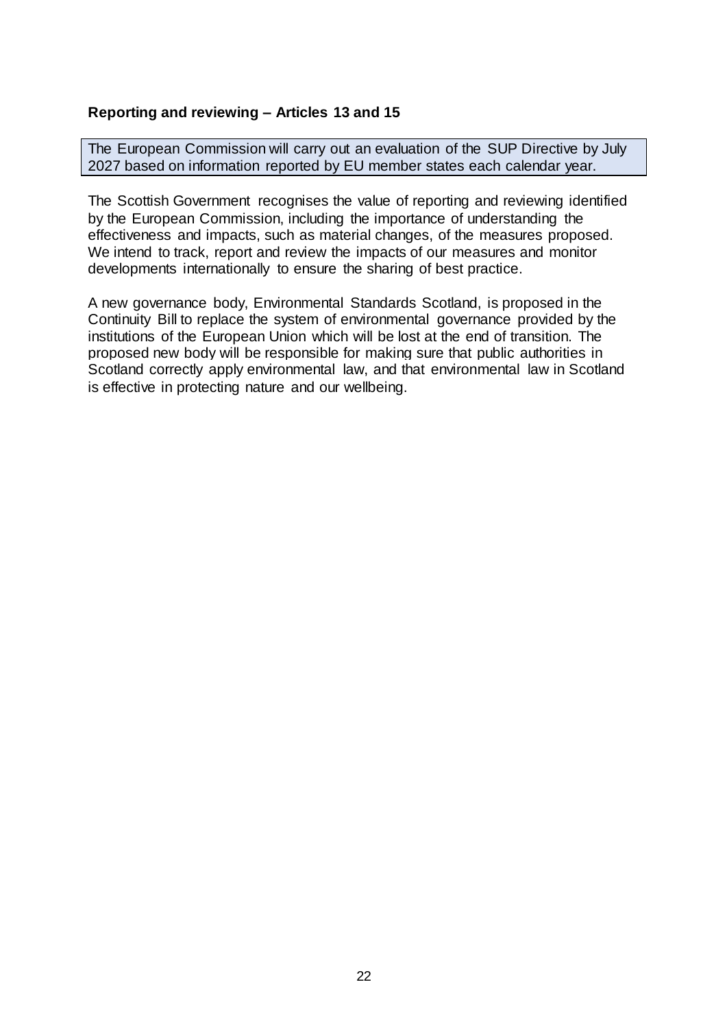**Reporting and reviewing – Articles 13 and 15**

> The European Commission will carry out an evaluation of the SUP Directive by July 2027 based on information reported by EU member states each calendar year.

The Scottish Government recognises the value of reporting and reviewing identified by the European Commission, including the importance of understanding the effectiveness and impacts, such as material changes, of the measures proposed. We intend to track, report and review the impacts of our measures and monitor developments internationally to ensure the sharing of best practice.

A new governance body, Environmental Standards Scotland, is proposed in the Continuity Bill to replace the system of environmental governance provided by the institutions of the European Union which will be lost at the end of transition. The proposed new body will be responsible for making sure that public authorities in Scotland correctly apply environmental law, and that environmental law in Scotland is effective in protecting nature and our wellbeing.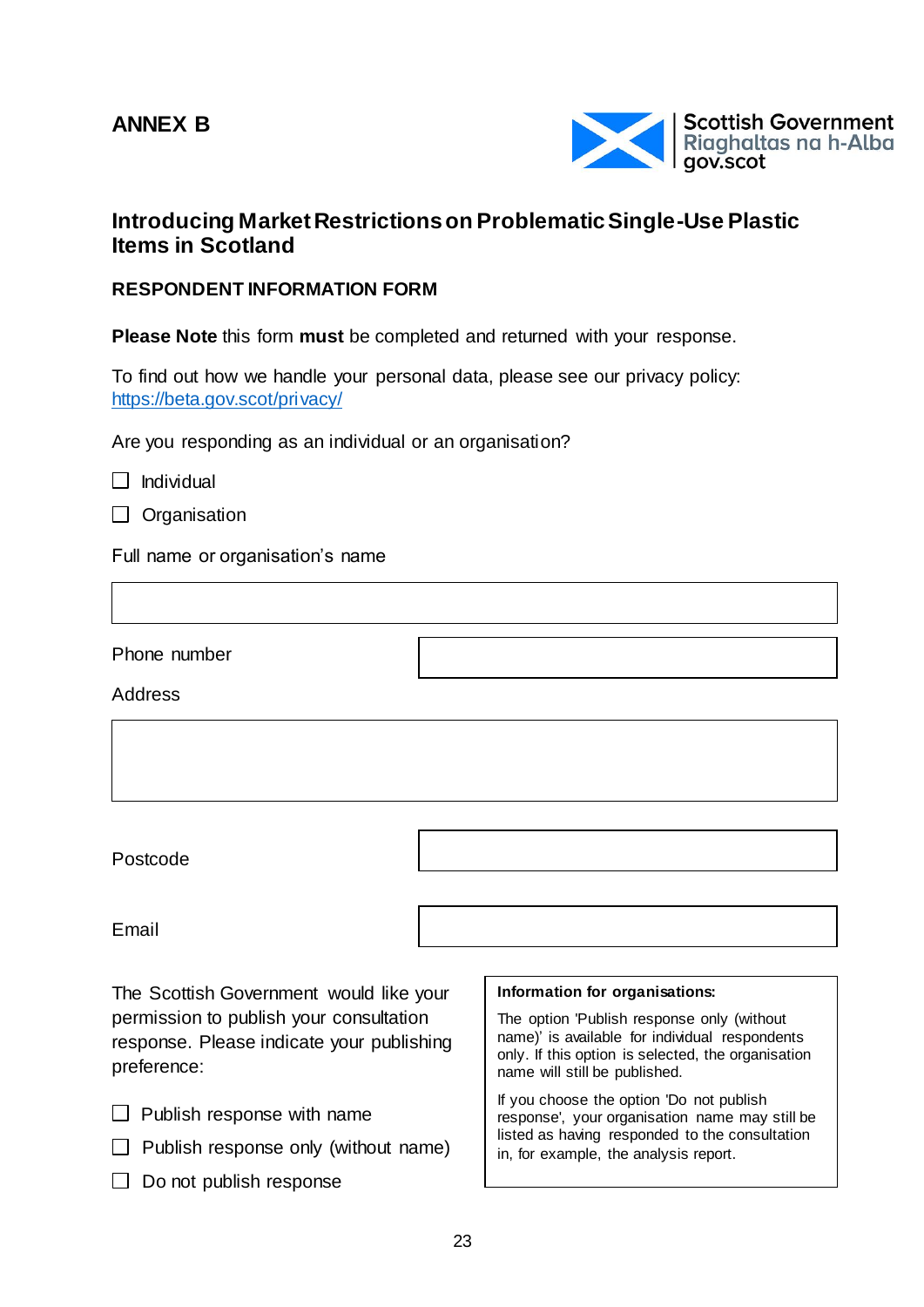**ANNEX B**

Scottish Government
Riaghaltas na h-Alba
gov.scot

## Introducing Market Restrictions on Problematic Single-Use Plastic Items in Scotland

### RESPONDENT INFORMATION FORM

**Please Note** this form **must** be completed and returned with your response.

To find out how we handle your personal data, please see our privacy policy: [https://beta.gov.scot/privacy/](https://beta.gov.scot/privacy/)

Are you responding as an individual or an organisation?

☐ Individual

☐ Organisation

Full name or organisation's name

| |
|---|
| |

| | |
|---|---|
| Phone number | |

Address

| |
|---|
| |

| | |
|---|---|
| Postcode | |
| Email | |

The Scottish Government would like your permission to publish your consultation response. Please indicate your publishing preference:

☐ Publish response with name

☐ Publish response only (without name)

☐ Do not publish response

> **Information for organisations:**
>
> The option 'Publish response only (without name)' is available for individual respondents only. If this option is selected, the organisation name will still be published.
>
> If you choose the option 'Do not publish response', your organisation name may still be listed as having responded to the consultation in, for example, the analysis report.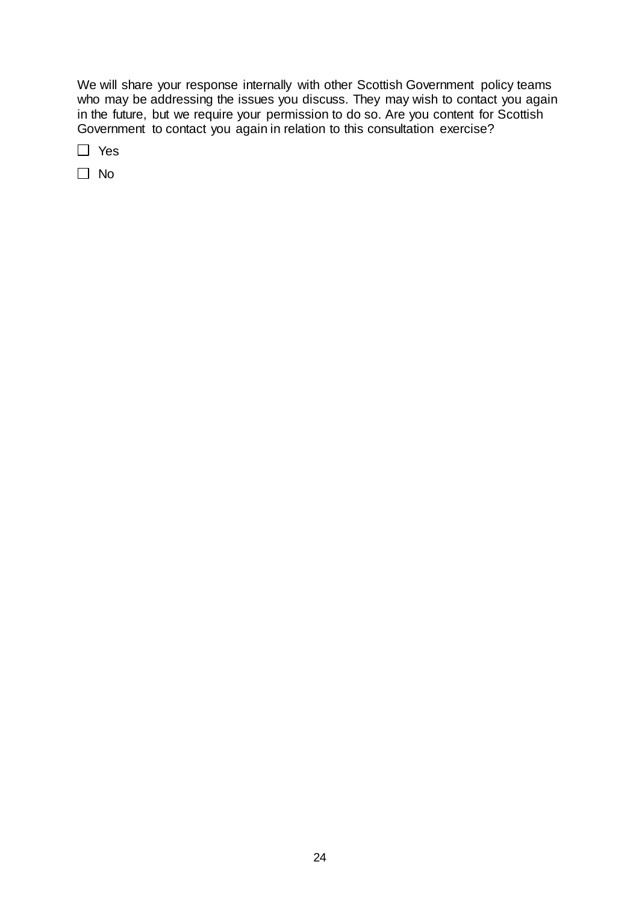We will share your response internally with other Scottish Government policy teams who may be addressing the issues you discuss. They may wish to contact you again in the future, but we require your permission to do so. Are you content for Scottish Government to contact you again in relation to this consultation exercise?

☐ Yes

☐ No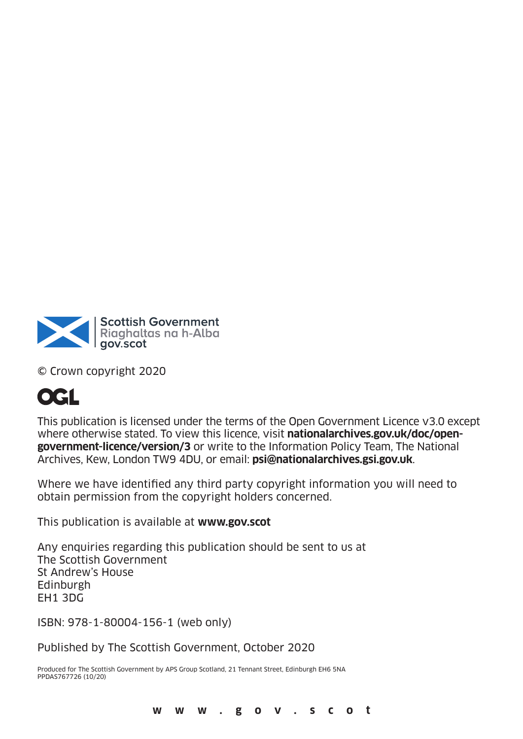Scottish Government
Riaghaltas na h-Alba
gov.scot

© Crown copyright 2020

OGL

This publication is licensed under the terms of the Open Government Licence v3.0 except where otherwise stated. To view this licence, visit **nationalarchives.gov.uk/doc/open-government-licence/version/3** or write to the Information Policy Team, The National Archives, Kew, London TW9 4DU, or email: **psi@nationalarchives.gsi.gov.uk**.

Where we have identified any third party copyright information you will need to obtain permission from the copyright holders concerned.

This publication is available at **www.gov.scot**

Any enquiries regarding this publication should be sent to us at
The Scottish Government
St Andrew's House
Edinburgh
EH1 3DG

ISBN: 978-1-80004-156-1 (web only)

Published by The Scottish Government, October 2020

Produced for The Scottish Government by APS Group Scotland, 21 Tennant Street, Edinburgh EH6 5NA
PPDAS767726 (10/20)

**w w w . g o v . s c o t**